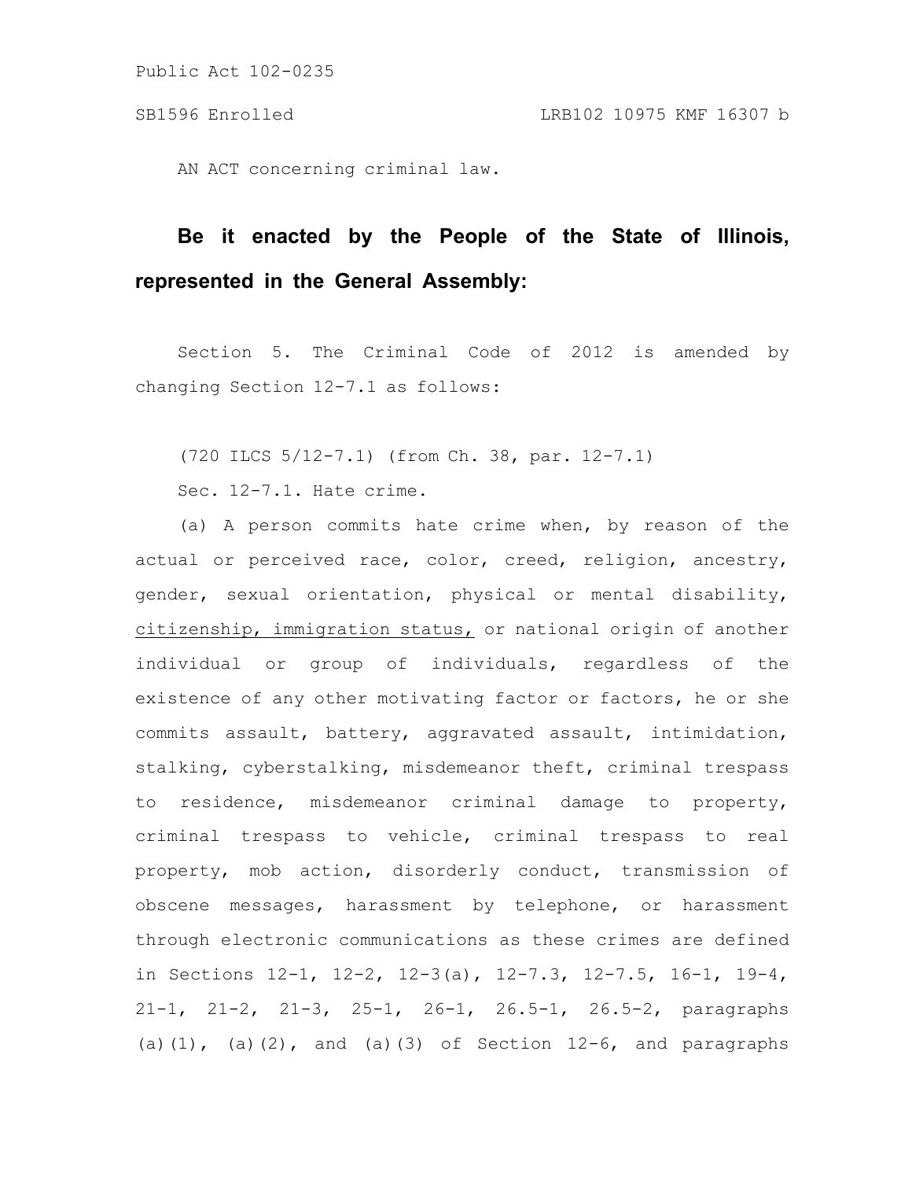Public Act 102-0235

SB1596 Enrolled LRB102 10975 KMF 16307 b

AN ACT concerning criminal law.

**Be it enacted by the People of the State of Illinois, represented in the General Assembly:**

Section 5. The Criminal Code of 2012 is amended by changing Section 12-7.1 as follows:

(720 ILCS 5/12-7.1) (from Ch. 38, par. 12-7.1)

Sec. 12-7.1. Hate crime.

(a) A person commits hate crime when, by reason of the actual or perceived race, color, creed, religion, ancestry, gender, sexual orientation, physical or mental disability, <u>citizenship, immigration status,</u> or national origin of another individual or group of individuals, regardless of the existence of any other motivating factor or factors, he or she commits assault, battery, aggravated assault, intimidation, stalking, cyberstalking, misdemeanor theft, criminal trespass to residence, misdemeanor criminal damage to property, criminal trespass to vehicle, criminal trespass to real property, mob action, disorderly conduct, transmission of obscene messages, harassment by telephone, or harassment through electronic communications as these crimes are defined in Sections 12-1, 12-2, 12-3(a), 12-7.3, 12-7.5, 16-1, 19-4, 21-1, 21-2, 21-3, 25-1, 26-1, 26.5-1, 26.5-2, paragraphs (a)(1), (a)(2), and (a)(3) of Section 12-6, and paragraphs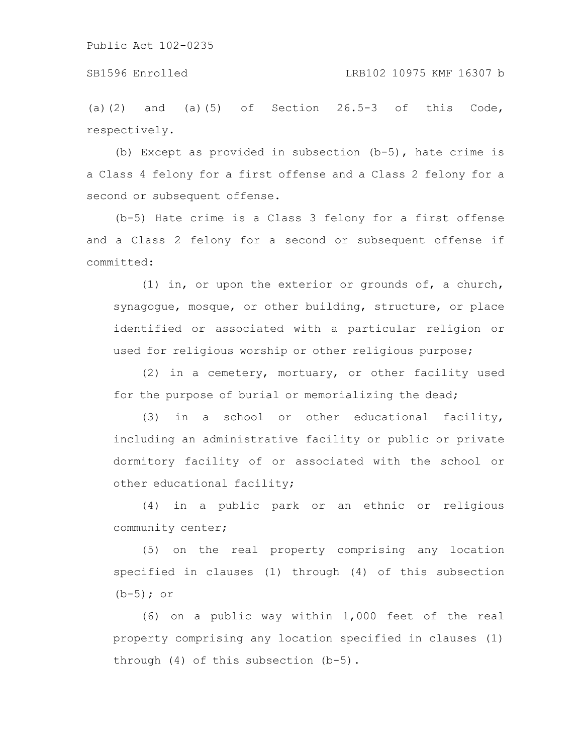(a)(2) and (a)(5) of Section 26.5-3 of this Code, respectively.

(b) Except as provided in subsection (b-5), hate crime is a Class 4 felony for a first offense and a Class 2 felony for a second or subsequent offense.

(b-5) Hate crime is a Class 3 felony for a first offense and a Class 2 felony for a second or subsequent offense if committed:

(1) in, or upon the exterior or grounds of, a church, synagogue, mosque, or other building, structure, or place identified or associated with a particular religion or used for religious worship or other religious purpose;

(2) in a cemetery, mortuary, or other facility used for the purpose of burial or memorializing the dead;

(3) in a school or other educational facility, including an administrative facility or public or private dormitory facility of or associated with the school or other educational facility;

(4) in a public park or an ethnic or religious community center;

(5) on the real property comprising any location specified in clauses (1) through (4) of this subsection (b-5); or

(6) on a public way within 1,000 feet of the real property comprising any location specified in clauses (1) through (4) of this subsection (b-5).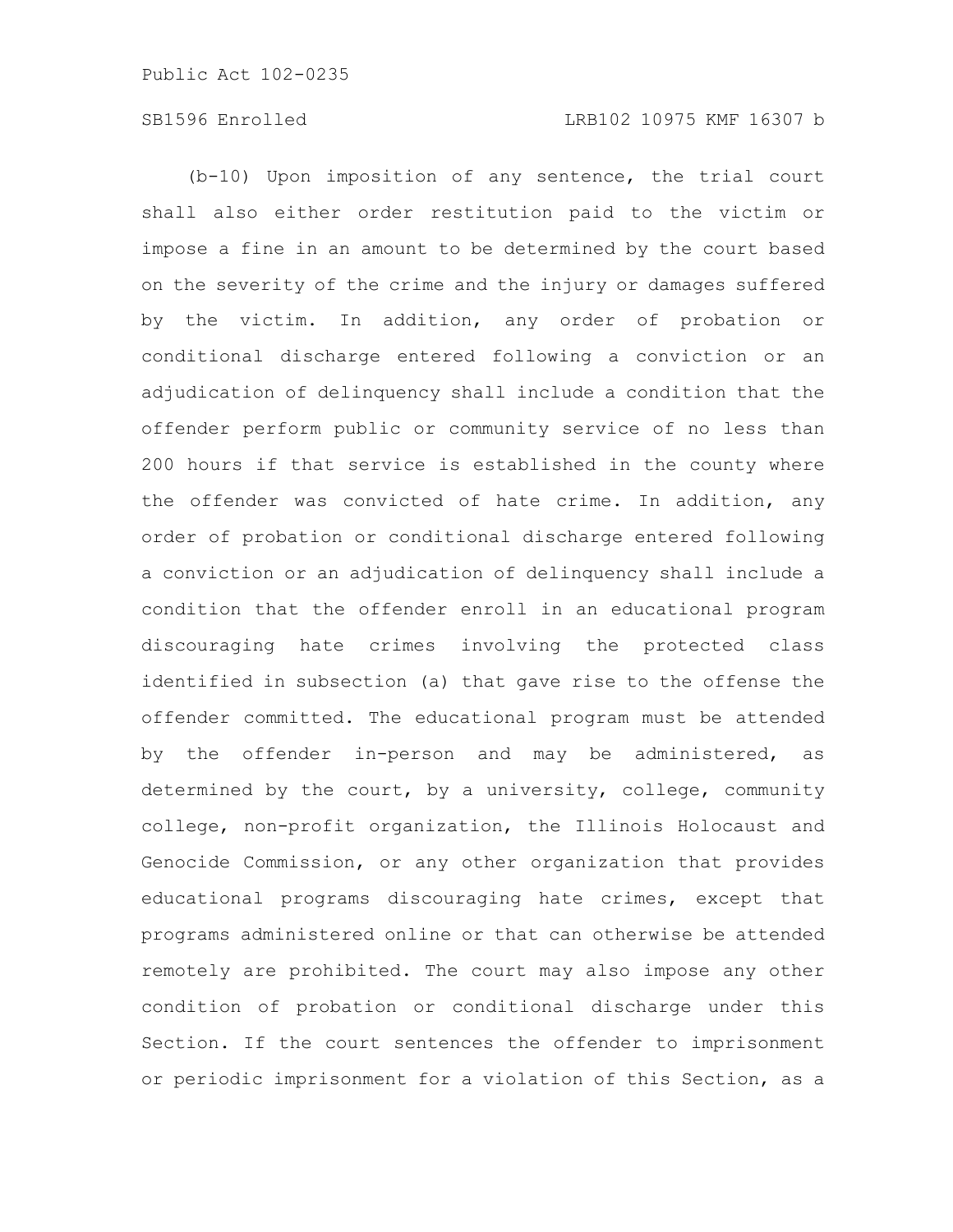(b-10) Upon imposition of any sentence, the trial court shall also either order restitution paid to the victim or impose a fine in an amount to be determined by the court based on the severity of the crime and the injury or damages suffered by the victim. In addition, any order of probation or conditional discharge entered following a conviction or an adjudication of delinquency shall include a condition that the offender perform public or community service of no less than 200 hours if that service is established in the county where the offender was convicted of hate crime. In addition, any order of probation or conditional discharge entered following a conviction or an adjudication of delinquency shall include a condition that the offender enroll in an educational program discouraging hate crimes involving the protected class identified in subsection (a) that gave rise to the offense the offender committed. The educational program must be attended by the offender in-person and may be administered, as determined by the court, by a university, college, community college, non-profit organization, the Illinois Holocaust and Genocide Commission, or any other organization that provides educational programs discouraging hate crimes, except that programs administered online or that can otherwise be attended remotely are prohibited. The court may also impose any other condition of probation or conditional discharge under this Section. If the court sentences the offender to imprisonment or periodic imprisonment for a violation of this Section, as a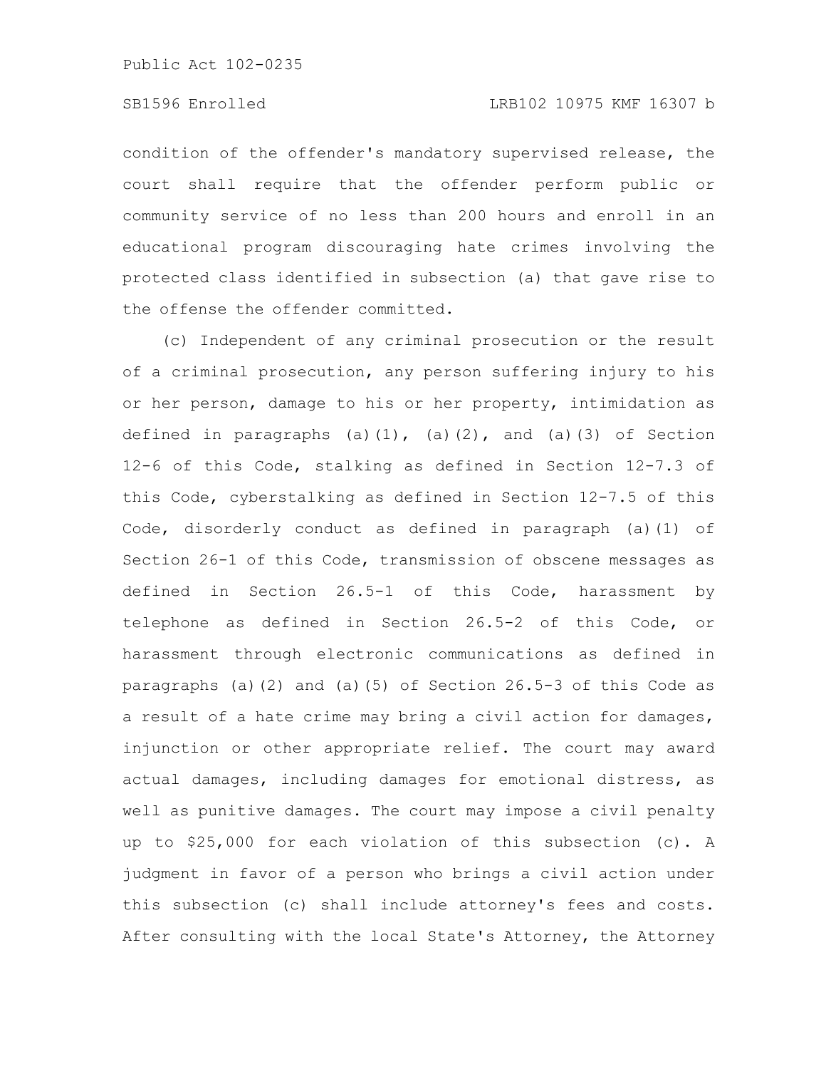condition of the offender's mandatory supervised release, the court shall require that the offender perform public or community service of no less than 200 hours and enroll in an educational program discouraging hate crimes involving the protected class identified in subsection (a) that gave rise to the offense the offender committed.

(c) Independent of any criminal prosecution or the result of a criminal prosecution, any person suffering injury to his or her person, damage to his or her property, intimidation as defined in paragraphs (a)(1), (a)(2), and (a)(3) of Section 12-6 of this Code, stalking as defined in Section 12-7.3 of this Code, cyberstalking as defined in Section 12-7.5 of this Code, disorderly conduct as defined in paragraph (a)(1) of Section 26-1 of this Code, transmission of obscene messages as defined in Section 26.5-1 of this Code, harassment by telephone as defined in Section 26.5-2 of this Code, or harassment through electronic communications as defined in paragraphs (a)(2) and (a)(5) of Section 26.5-3 of this Code as a result of a hate crime may bring a civil action for damages, injunction or other appropriate relief. The court may award actual damages, including damages for emotional distress, as well as punitive damages. The court may impose a civil penalty up to $25,000 for each violation of this subsection (c). A judgment in favor of a person who brings a civil action under this subsection (c) shall include attorney's fees and costs. After consulting with the local State's Attorney, the Attorney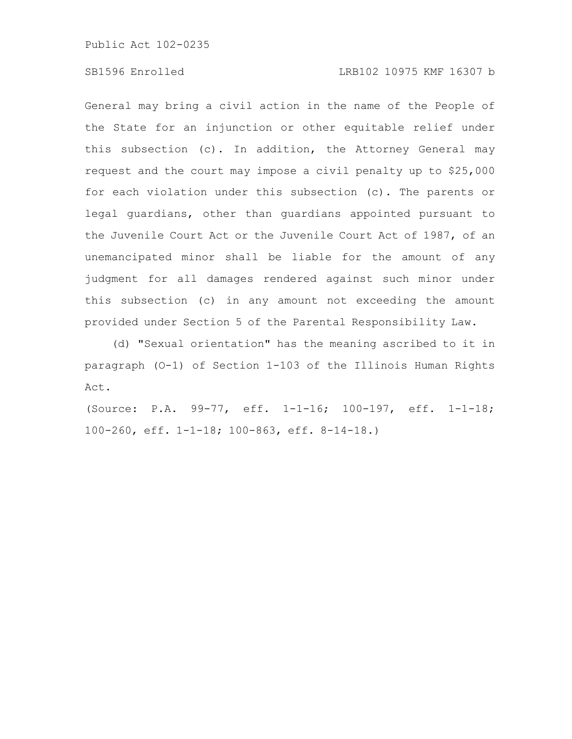General may bring a civil action in the name of the People of the State for an injunction or other equitable relief under this subsection (c). In addition, the Attorney General may request and the court may impose a civil penalty up to $25,000 for each violation under this subsection (c). The parents or legal guardians, other than guardians appointed pursuant to the Juvenile Court Act or the Juvenile Court Act of 1987, of an unemancipated minor shall be liable for the amount of any judgment for all damages rendered against such minor under this subsection (c) in any amount not exceeding the amount provided under Section 5 of the Parental Responsibility Law.

(d) "Sexual orientation" has the meaning ascribed to it in paragraph (O-1) of Section 1-103 of the Illinois Human Rights Act.

(Source: P.A. 99-77, eff. 1-1-16; 100-197, eff. 1-1-18; 100-260, eff. 1-1-18; 100-863, eff. 8-14-18.)